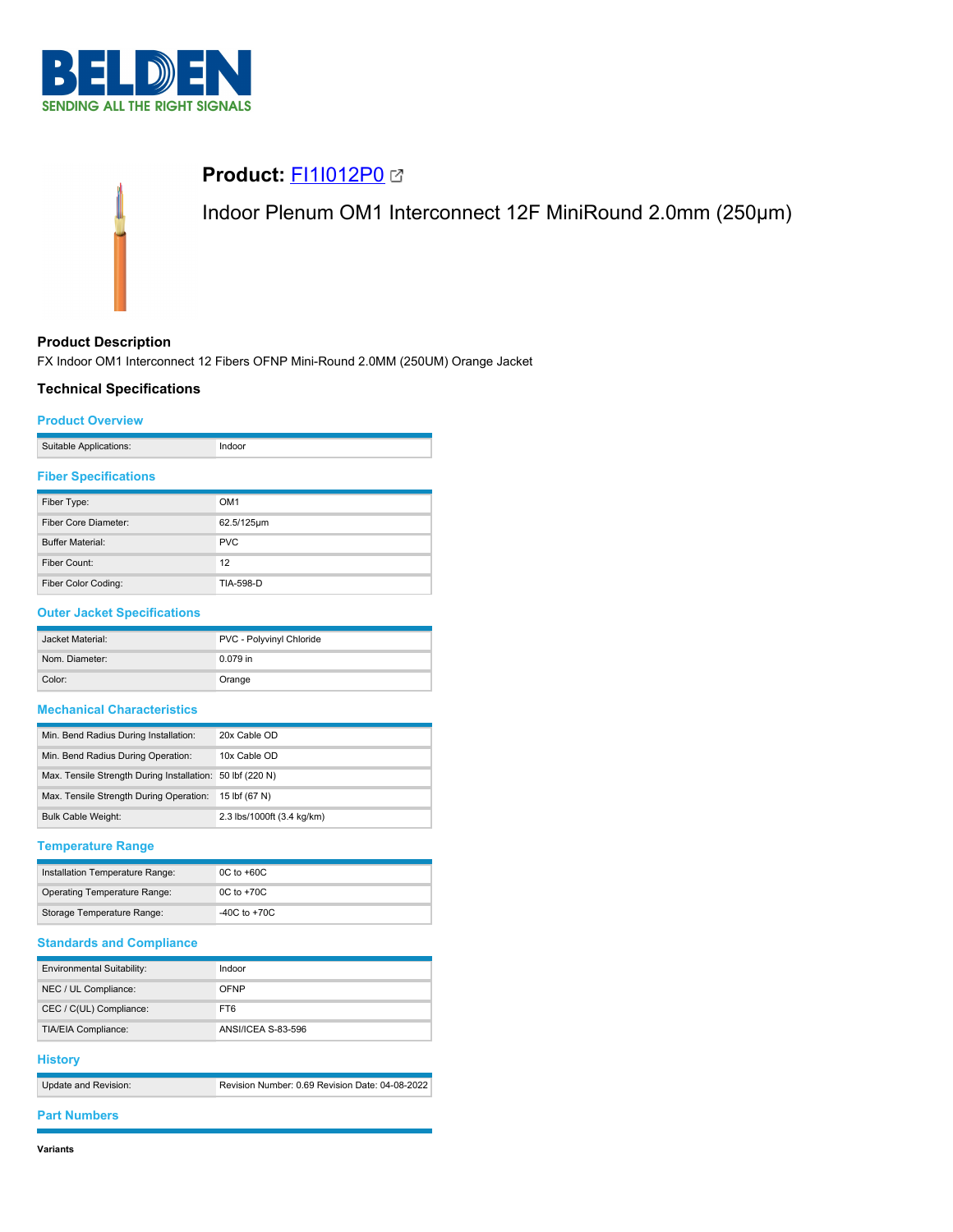# Product: FI1I012P0

Indoor Plenum OM1 Interconnect 12F MiniRound 2.0mm (250µm)

## Product Description

FX Indoor OM1 Interconnect 12 Fibers OFNP Mini-Round 2.0MM (250UM) Orange Jacket

## Technical Specifications

### Product Overview

| | |
|---|---|
| Suitable Applications: | Indoor |

### Fiber Specifications

| | |
|---|---|
| Fiber Type: | OM1 |
| Fiber Core Diameter: | 62.5/125µm |
| Buffer Material: | PVC |
| Fiber Count: | 12 |
| Fiber Color Coding: | TIA-598-D |

### Outer Jacket Specifications

| | |
|---|---|
| Jacket Material: | PVC - Polyvinyl Chloride |
| Nom. Diameter: | 0.079 in |
| Color: | Orange |

### Mechanical Characteristics

| | |
|---|---|
| Min. Bend Radius During Installation: | 20x Cable OD |
| Min. Bend Radius During Operation: | 10x Cable OD |
| Max. Tensile Strength During Installation: | 50 lbf (220 N) |
| Max. Tensile Strength During Operation: | 15 lbf (67 N) |
| Bulk Cable Weight: | 2.3 lbs/1000ft (3.4 kg/km) |

### Temperature Range

| | |
|---|---|
| Installation Temperature Range: | 0C to +60C |
| Operating Temperature Range: | 0C to +70C |
| Storage Temperature Range: | -40C to +70C |

### Standards and Compliance

| | |
|---|---|
| Environmental Suitability: | Indoor |
| NEC / UL Compliance: | OFNP |
| CEC / C(UL) Compliance: | FT6 |
| TIA/EIA Compliance: | ANSI/ICEA S-83-596 |

### History

| | |
|---|---|
| Update and Revision: | Revision Number: 0.69 Revision Date: 04-08-2022 |

### Part Numbers

**Variants**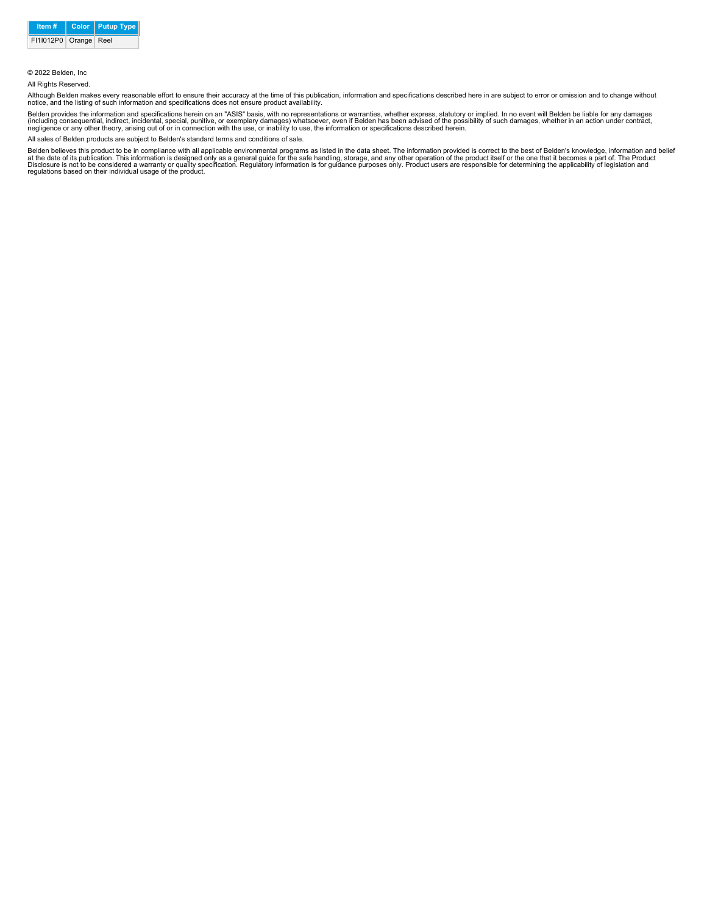| Item # | Color | Putup Type |
| --- | --- | --- |
| FI1I012P0 | Orange | Reel |

© 2022 Belden, Inc

All Rights Reserved.

Although Belden makes every reasonable effort to ensure their accuracy at the time of this publication, information and specifications described here in are subject to error or omission and to change without notice, and the listing of such information and specifications does not ensure product availability.

Belden provides the information and specifications herein on an "ASIS" basis, with no representations or warranties, whether express, statutory or implied. In no event will Belden be liable for any damages (including consequential, indirect, incidental, special, punitive, or exemplary damages) whatsoever, even if Belden has been advised of the possibility of such damages, whether in an action under contract, negligence or any other theory, arising out of or in connection with the use, or inability to use, the information or specifications described herein.

All sales of Belden products are subject to Belden's standard terms and conditions of sale.

Belden believes this product to be in compliance with all applicable environmental programs as listed in the data sheet. The information provided is correct to the best of Belden's knowledge, information and belief at the date of its publication. This information is designed only as a general guide for the safe handling, storage, and any other operation of the product itself or the one that it becomes a part of. The Product Disclosure is not to be considered a warranty or quality specification. Regulatory information is for guidance purposes only. Product users are responsible for determining the applicability of legislation and regulations based on their individual usage of the product.